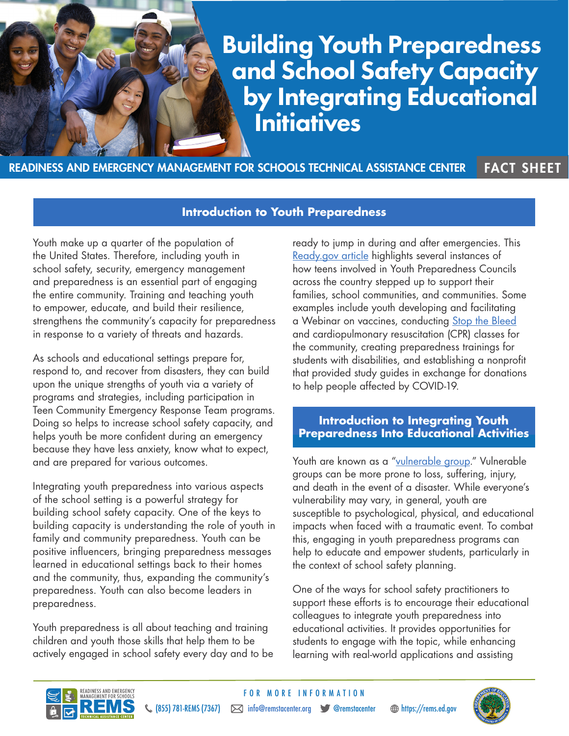# Building Youth Preparedness and School Safety Capacity by Integrating Educational Initiatives

READINESS AND EMERGENCY MANAGEMENT FOR SCHOOLS TECHNICAL ASSISTANCE CENTER **FACT SHEET**

## Introduction to Youth Preparedness

Youth make up a quarter of the population of the United States. Therefore, including youth in school safety, security, emergency management and preparedness is an essential part of engaging the entire community. Training and teaching youth to empower, educate, and build their resilience, strengthens the community's capacity for preparedness in response to a variety of threats and hazards.

As schools and educational settings prepare for, respond to, and recover from disasters, they can build upon the unique strengths of youth via a variety of programs and strategies, including participation in Teen Community Emergency Response Team programs. Doing so helps to increase school safety capacity, and helps youth be more confident during an emergency because they have less anxiety, know what to expect, and are prepared for various outcomes.

Integrating youth preparedness into various aspects of the school setting is a powerful strategy for building school safety capacity. One of the keys to building capacity is understanding the role of youth in family and community preparedness. Youth can be positive influencers, bringing preparedness messages learned in educational settings back to their homes and the community, thus, expanding the community's preparedness. Youth can also become leaders in preparedness.

Youth preparedness is all about teaching and training children and youth those skills that help them to be actively engaged in school safety every day and to be ready to jump in during and after emergencies. This Ready.gov article highlights several instances of how teens involved in Youth Preparedness Councils across the country stepped up to support their families, school communities, and communities. Some examples include youth developing and facilitating a Webinar on vaccines, conducting Stop the Bleed and cardiopulmonary resuscitation (CPR) classes for the community, creating preparedness trainings for students with disabilities, and establishing a nonprofit that provided study guides in exchange for donations to help people affected by COVID-19.

## Introduction to Integrating Youth Preparedness Into Educational Activities

Youth are known as a "vulnerable group." Vulnerable groups can be more prone to loss, suffering, injury, and death in the event of a disaster. While everyone's vulnerability may vary, in general, youth are susceptible to psychological, physical, and educational impacts when faced with a traumatic event. To combat this, engaging in youth preparedness programs can help to educate and empower students, particularly in the context of school safety planning.

One of the ways for school safety practitioners to support these efforts is to encourage their educational colleagues to integrate youth preparedness into educational activities. It provides opportunities for students to engage with the topic, while enhancing learning with real-world applications and assisting

FOR MORE INFORMATION

(855) 781-REMS (7367) | info@remstacenter.org | @remstacenter | https://rems.ed.gov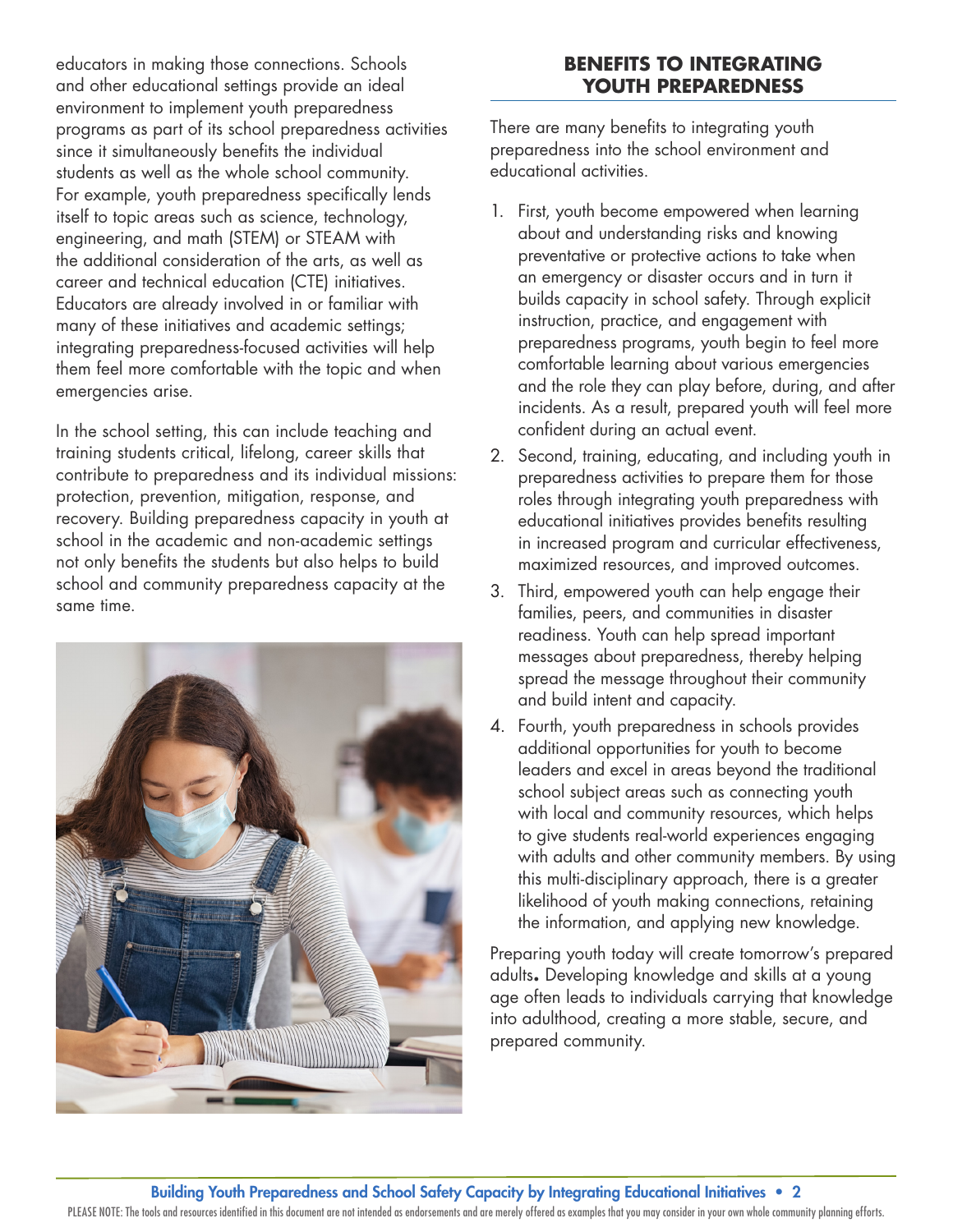educators in making those connections. Schools and other educational settings provide an ideal environment to implement youth preparedness programs as part of its school preparedness activities since it simultaneously benefits the individual students as well as the whole school community. For example, youth preparedness specifically lends itself to topic areas such as science, technology, engineering, and math (STEM) or STEAM with the additional consideration of the arts, as well as career and technical education (CTE) initiatives. Educators are already involved in or familiar with many of these initiatives and academic settings; integrating preparedness-focused activities will help them feel more comfortable with the topic and when emergencies arise.

In the school setting, this can include teaching and training students critical, lifelong, career skills that contribute to preparedness and its individual missions: protection, prevention, mitigation, response, and recovery. Building preparedness capacity in youth at school in the academic and non-academic settings not only benefits the students but also helps to build school and community preparedness capacity at the same time.

## BENEFITS TO INTEGRATING YOUTH PREPAREDNESS

There are many benefits to integrating youth preparedness into the school environment and educational activities.

1. First, youth become empowered when learning about and understanding risks and knowing preventative or protective actions to take when an emergency or disaster occurs and in turn it builds capacity in school safety. Through explicit instruction, practice, and engagement with preparedness programs, youth begin to feel more comfortable learning about various emergencies and the role they can play before, during, and after incidents. As a result, prepared youth will feel more confident during an actual event.
2. Second, training, educating, and including youth in preparedness activities to prepare them for those roles through integrating youth preparedness with educational initiatives provides benefits resulting in increased program and curricular effectiveness, maximized resources, and improved outcomes.
3. Third, empowered youth can help engage their families, peers, and communities in disaster readiness. Youth can help spread important messages about preparedness, thereby helping spread the message throughout their community and build intent and capacity.
4. Fourth, youth preparedness in schools provides additional opportunities for youth to become leaders and excel in areas beyond the traditional school subject areas such as connecting youth with local and community resources, which helps to give students real-world experiences engaging with adults and other community members. By using this multi-disciplinary approach, there is a greater likelihood of youth making connections, retaining the information, and applying new knowledge.

Preparing youth today will create tomorrow's prepared adults**.** Developing knowledge and skills at a young age often leads to individuals carrying that knowledge into adulthood, creating a more stable, secure, and prepared community.

PLEASE NOTE: The tools and resources identified in this document are not intended as endorsements and are merely offered as examples that you may consider in your own whole community planning efforts.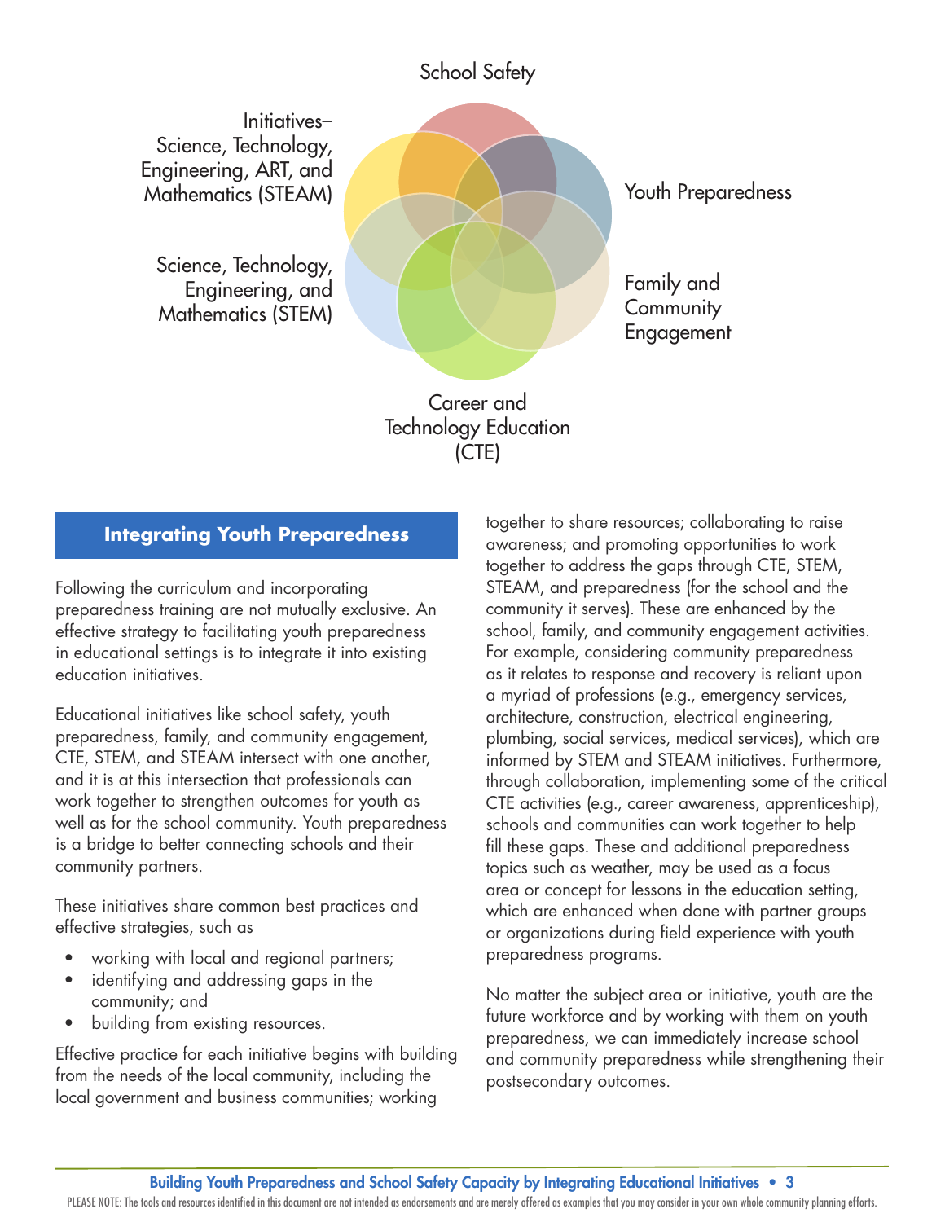School Safety

Initiatives–Science, Technology, Engineering, ART, and Mathematics (STEAM)

Youth Preparedness

Science, Technology, Engineering, and Mathematics (STEM)

Family and Community Engagement

Career and Technology Education (CTE)

## Integrating Youth Preparedness

Following the curriculum and incorporating preparedness training are not mutually exclusive. An effective strategy to facilitating youth preparedness in educational settings is to integrate it into existing education initiatives.

Educational initiatives like school safety, youth preparedness, family, and community engagement, CTE, STEM, and STEAM intersect with one another, and it is at this intersection that professionals can work together to strengthen outcomes for youth as well as for the school community. Youth preparedness is a bridge to better connecting schools and their community partners.

These initiatives share common best practices and effective strategies, such as

- working with local and regional partners;
- identifying and addressing gaps in the community; and
- building from existing resources.

Effective practice for each initiative begins with building from the needs of the local community, including the local government and business communities; working together to share resources; collaborating to raise awareness; and promoting opportunities to work together to address the gaps through CTE, STEM, STEAM, and preparedness (for the school and the community it serves). These are enhanced by the school, family, and community engagement activities. For example, considering community preparedness as it relates to response and recovery is reliant upon a myriad of professions (e.g., emergency services, architecture, construction, electrical engineering, plumbing, social services, medical services), which are informed by STEM and STEAM initiatives. Furthermore, through collaboration, implementing some of the critical CTE activities (e.g., career awareness, apprenticeship), schools and communities can work together to help fill these gaps. These and additional preparedness topics such as weather, may be used as a focus area or concept for lessons in the education setting, which are enhanced when done with partner groups or organizations during field experience with youth preparedness programs.

No matter the subject area or initiative, youth are the future workforce and by working with them on youth preparedness, we can immediately increase school and community preparedness while strengthening their postsecondary outcomes.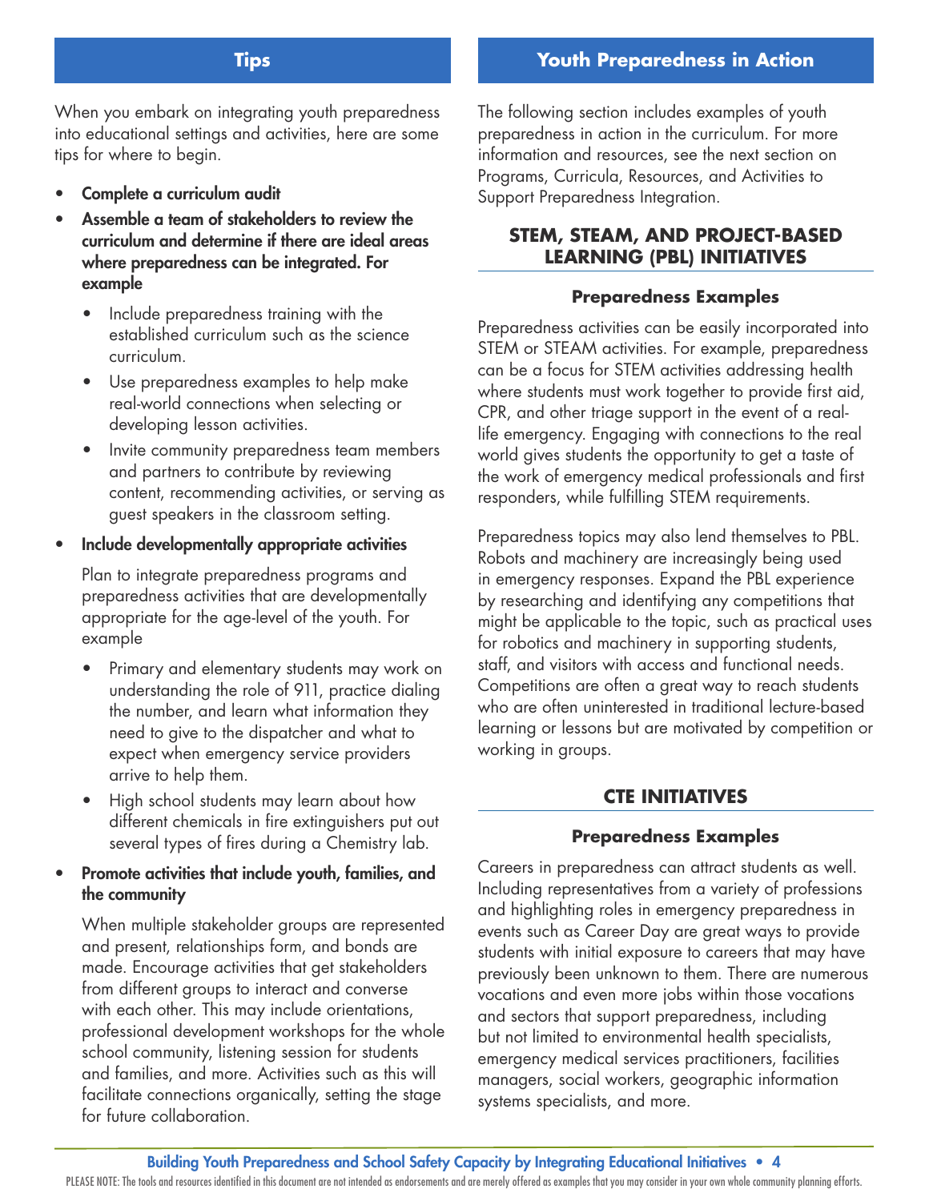## Tips

When you embark on integrating youth preparedness into educational settings and activities, here are some tips for where to begin.

- **Complete a curriculum audit**
- **Assemble a team of stakeholders to review the curriculum and determine if there are ideal areas where preparedness can be integrated. For example**
  - Include preparedness training with the established curriculum such as the science curriculum.
  - Use preparedness examples to help make real-world connections when selecting or developing lesson activities.
  - Invite community preparedness team members and partners to contribute by reviewing content, recommending activities, or serving as guest speakers in the classroom setting.
- **Include developmentally appropriate activities**

  Plan to integrate preparedness programs and preparedness activities that are developmentally appropriate for the age-level of the youth. For example

  - Primary and elementary students may work on understanding the role of 911, practice dialing the number, and learn what information they need to give to the dispatcher and what to expect when emergency service providers arrive to help them.
  - High school students may learn about how different chemicals in fire extinguishers put out several types of fires during a Chemistry lab.
- **Promote activities that include youth, families, and the community**

  When multiple stakeholder groups are represented and present, relationships form, and bonds are made. Encourage activities that get stakeholders from different groups to interact and converse with each other. This may include orientations, professional development workshops for the whole school community, listening session for students and families, and more. Activities such as this will facilitate connections organically, setting the stage for future collaboration.

## Youth Preparedness in Action

The following section includes examples of youth preparedness in action in the curriculum. For more information and resources, see the next section on Programs, Curricula, Resources, and Activities to Support Preparedness Integration.

### STEM, STEAM, AND PROJECT-BASED LEARNING (PBL) INITIATIVES

#### Preparedness Examples

Preparedness activities can be easily incorporated into STEM or STEAM activities. For example, preparedness can be a focus for STEM activities addressing health where students must work together to provide first aid, CPR, and other triage support in the event of a real-life emergency. Engaging with connections to the real world gives students the opportunity to get a taste of the work of emergency medical professionals and first responders, while fulfilling STEM requirements.

Preparedness topics may also lend themselves to PBL. Robots and machinery are increasingly being used in emergency responses. Expand the PBL experience by researching and identifying any competitions that might be applicable to the topic, such as practical uses for robotics and machinery in supporting students, staff, and visitors with access and functional needs. Competitions are often a great way to reach students who are often uninterested in traditional lecture-based learning or lessons but are motivated by competition or working in groups.

### CTE INITIATIVES

#### Preparedness Examples

Careers in preparedness can attract students as well. Including representatives from a variety of professions and highlighting roles in emergency preparedness in events such as Career Day are great ways to provide students with initial exposure to careers that may have previously been unknown to them. There are numerous vocations and even more jobs within those vocations and sectors that support preparedness, including but not limited to environmental health specialists, emergency medical services practitioners, facilities managers, social workers, geographic information systems specialists, and more.

PLEASE NOTE: The tools and resources identified in this document are not intended as endorsements and are merely offered as examples that you may consider in your own whole community planning efforts.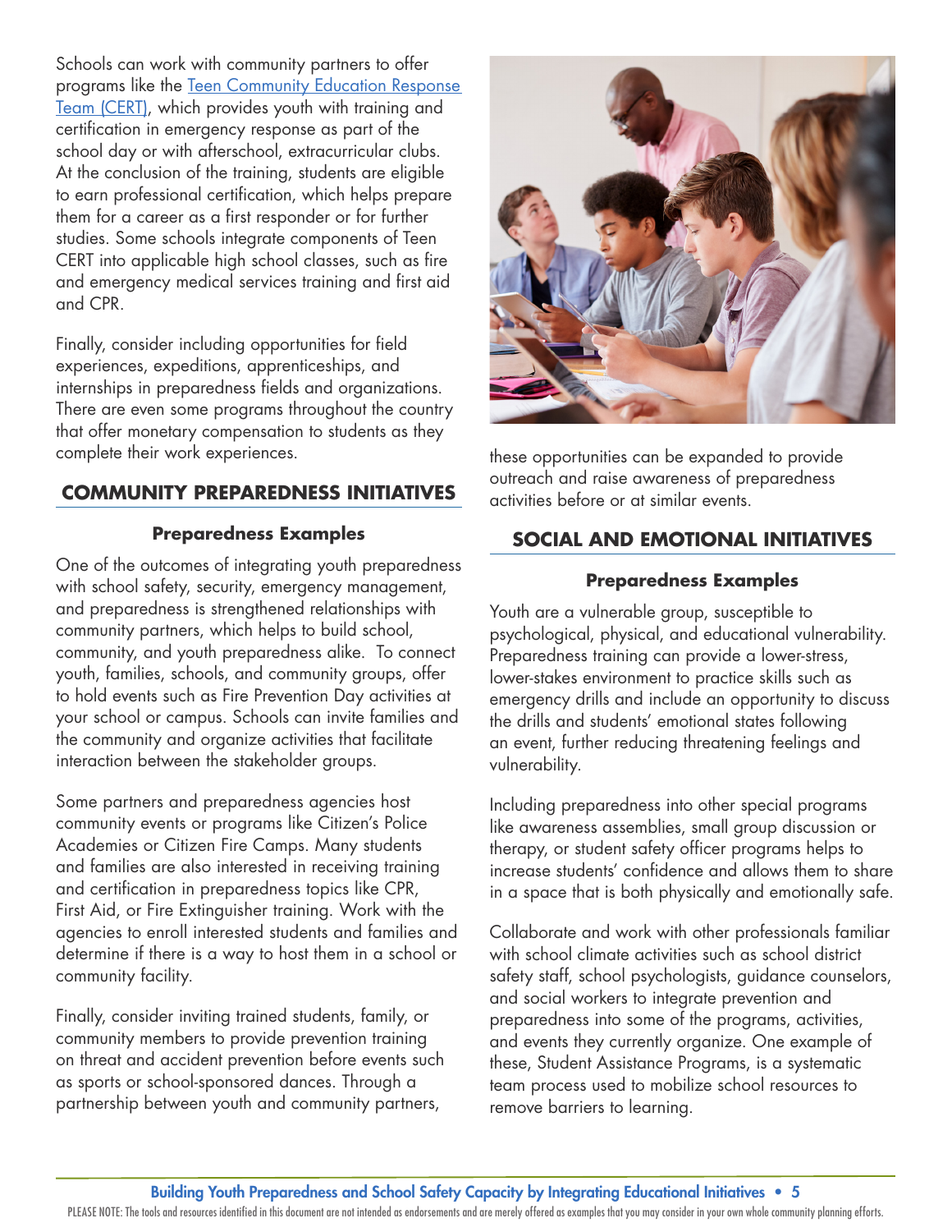Schools can work with community partners to offer programs like the [Teen Community Education Response Team (CERT)](), which provides youth with training and certification in emergency response as part of the school day or with afterschool, extracurricular clubs. At the conclusion of the training, students are eligible to earn professional certification, which helps prepare them for a career as a first responder or for further studies. Some schools integrate components of Teen CERT into applicable high school classes, such as fire and emergency medical services training and first aid and CPR.

Finally, consider including opportunities for field experiences, expeditions, apprenticeships, and internships in preparedness fields and organizations. There are even some programs throughout the country that offer monetary compensation to students as they complete their work experiences.

## COMMUNITY PREPAREDNESS INITIATIVES

### Preparedness Examples

One of the outcomes of integrating youth preparedness with school safety, security, emergency management, and preparedness is strengthened relationships with community partners, which helps to build school, community, and youth preparedness alike. To connect youth, families, schools, and community groups, offer to hold events such as Fire Prevention Day activities at your school or campus. Schools can invite families and the community and organize activities that facilitate interaction between the stakeholder groups.

Some partners and preparedness agencies host community events or programs like Citizen's Police Academies or Citizen Fire Camps. Many students and families are also interested in receiving training and certification in preparedness topics like CPR, First Aid, or Fire Extinguisher training. Work with the agencies to enroll interested students and families and determine if there is a way to host them in a school or community facility.

Finally, consider inviting trained students, family, or community members to provide prevention training on threat and accident prevention before events such as sports or school-sponsored dances. Through a partnership between youth and community partners, these opportunities can be expanded to provide outreach and raise awareness of preparedness activities before or at similar events.

## SOCIAL AND EMOTIONAL INITIATIVES

### Preparedness Examples

Youth are a vulnerable group, susceptible to psychological, physical, and educational vulnerability. Preparedness training can provide a lower-stress, lower-stakes environment to practice skills such as emergency drills and include an opportunity to discuss the drills and students' emotional states following an event, further reducing threatening feelings and vulnerability.

Including preparedness into other special programs like awareness assemblies, small group discussion or therapy, or student safety officer programs helps to increase students' confidence and allows them to share in a space that is both physically and emotionally safe.

Collaborate and work with other professionals familiar with school climate activities such as school district safety staff, school psychologists, guidance counselors, and social workers to integrate prevention and preparedness into some of the programs, activities, and events they currently organize. One example of these, Student Assistance Programs, is a systematic team process used to mobilize school resources to remove barriers to learning.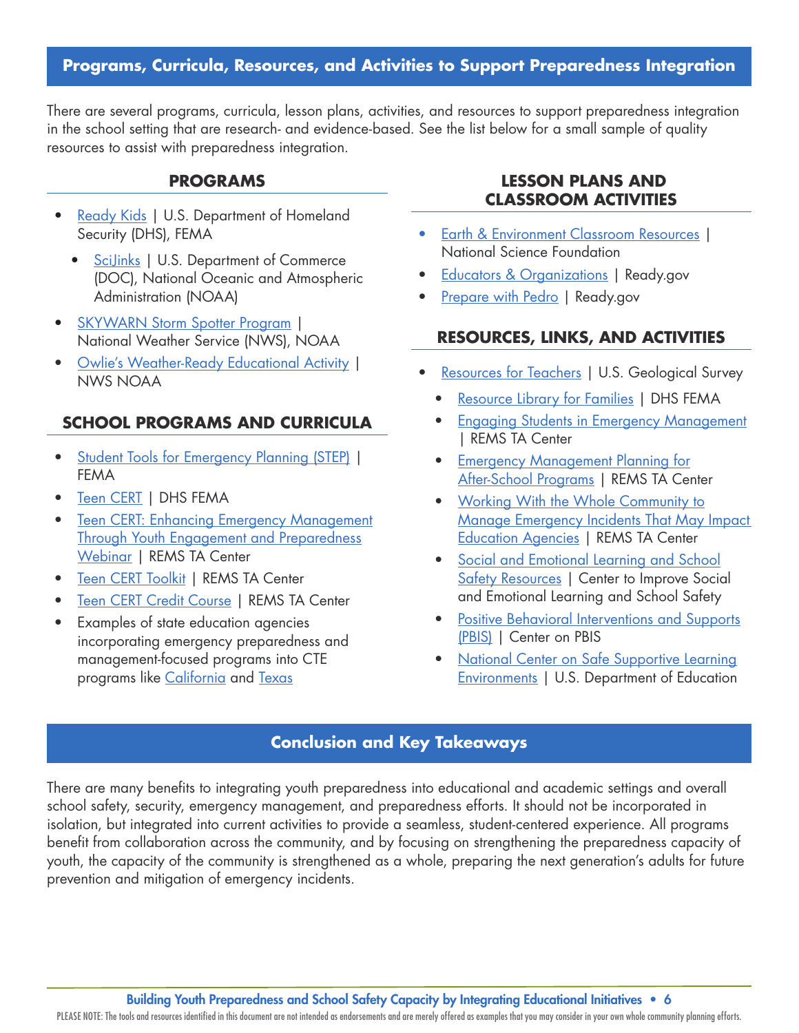## Programs, Curricula, Resources, and Activities to Support Preparedness Integration

There are several programs, curricula, lesson plans, activities, and resources to support preparedness integration in the school setting that are research- and evidence-based. See the list below for a small sample of quality resources to assist with preparedness integration.

### PROGRAMS

- Ready Kids | U.S. Department of Homeland Security (DHS), FEMA
  - SciJinks | U.S. Department of Commerce (DOC), National Oceanic and Atmospheric Administration (NOAA)
- SKYWARN Storm Spotter Program | National Weather Service (NWS), NOAA
- Owlie's Weather-Ready Educational Activity | NWS NOAA

### SCHOOL PROGRAMS AND CURRICULA

- Student Tools for Emergency Planning (STEP) | FEMA
- Teen CERT | DHS FEMA
- Teen CERT: Enhancing Emergency Management Through Youth Engagement and Preparedness Webinar | REMS TA Center
- Teen CERT Toolkit | REMS TA Center
- Teen CERT Credit Course | REMS TA Center
- Examples of state education agencies incorporating emergency preparedness and management-focused programs into CTE programs like California and Texas

### LESSON PLANS AND CLASSROOM ACTIVITIES

- Earth & Environment Classroom Resources | National Science Foundation
- Educators & Organizations | Ready.gov
- Prepare with Pedro | Ready.gov

### RESOURCES, LINKS, AND ACTIVITIES

- Resources for Teachers | U.S. Geological Survey
  - Resource Library for Families | DHS FEMA
  - Engaging Students in Emergency Management | REMS TA Center
  - Emergency Management Planning for After-School Programs | REMS TA Center
  - Working With the Whole Community to Manage Emergency Incidents That May Impact Education Agencies | REMS TA Center
  - Social and Emotional Learning and School Safety Resources | Center to Improve Social and Emotional Learning and School Safety
  - Positive Behavioral Interventions and Supports (PBIS) | Center on PBIS
  - National Center on Safe Supportive Learning Environments | U.S. Department of Education

## Conclusion and Key Takeaways

There are many benefits to integrating youth preparedness into educational and academic settings and overall school safety, security, emergency management, and preparedness efforts. It should not be incorporated in isolation, but integrated into current activities to provide a seamless, student-centered experience. All programs benefit from collaboration across the community, and by focusing on strengthening the preparedness capacity of youth, the capacity of the community is strengthened as a whole, preparing the next generation's adults for future prevention and mitigation of emergency incidents.

PLEASE NOTE: The tools and resources identified in this document are not intended as endorsements and are merely offered as examples that you may consider in your own whole community planning efforts.